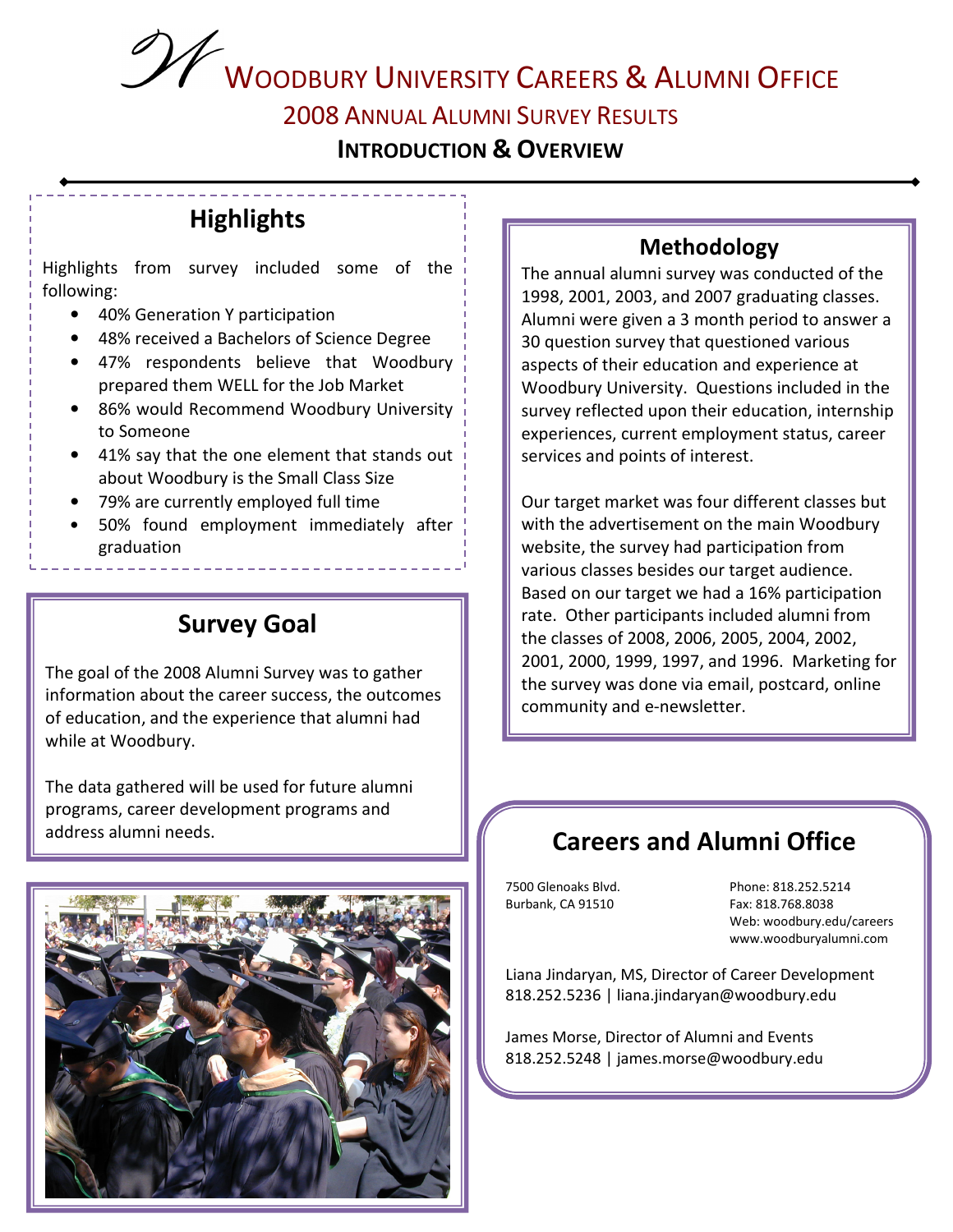# Woodbury University Careers & Alumni Office

## 2008 Annual Alumni Survey Results

### Introduction & Overview

## Highlights

Highlights from survey included some of the following:

- 40% Generation Y participation
- 48% received a Bachelors of Science Degree
- 47% respondents believe that Woodbury prepared them WELL for the Job Market
- 86% would Recommend Woodbury University to Someone
- 41% say that the one element that stands out about Woodbury is the Small Class Size
- 79% are currently employed full time
- 50% found employment immediately after graduation

## Survey Goal

The goal of the 2008 Alumni Survey was to gather information about the career success, the outcomes of education, and the experience that alumni had while at Woodbury.

The data gathered will be used for future alumni programs, career development programs and address alumni needs.

## Methodology

The annual alumni survey was conducted of the 1998, 2001, 2003, and 2007 graduating classes. Alumni were given a 3 month period to answer a 30 question survey that questioned various aspects of their education and experience at Woodbury University. Questions included in the survey reflected upon their education, internship experiences, current employment status, career services and points of interest.

Our target market was four different classes but with the advertisement on the main Woodbury website, the survey had participation from various classes besides our target audience. Based on our target we had a 16% participation rate. Other participants included alumni from the classes of 2008, 2006, 2005, 2004, 2002, 2001, 2000, 1999, 1997, and 1996. Marketing for the survey was done via email, postcard, online community and e-newsletter.

## Careers and Alumni Office

7500 Glenoaks Blvd.
Burbank, CA 91510

Phone: 818.252.5214
Fax: 818.768.8038
Web: woodbury.edu/careers
www.woodburyalumni.com

Liana Jindaryan, MS, Director of Career Development
818.252.5236 | liana.jindaryan@woodbury.edu

James Morse, Director of Alumni and Events
818.252.5248 | james.morse@woodbury.edu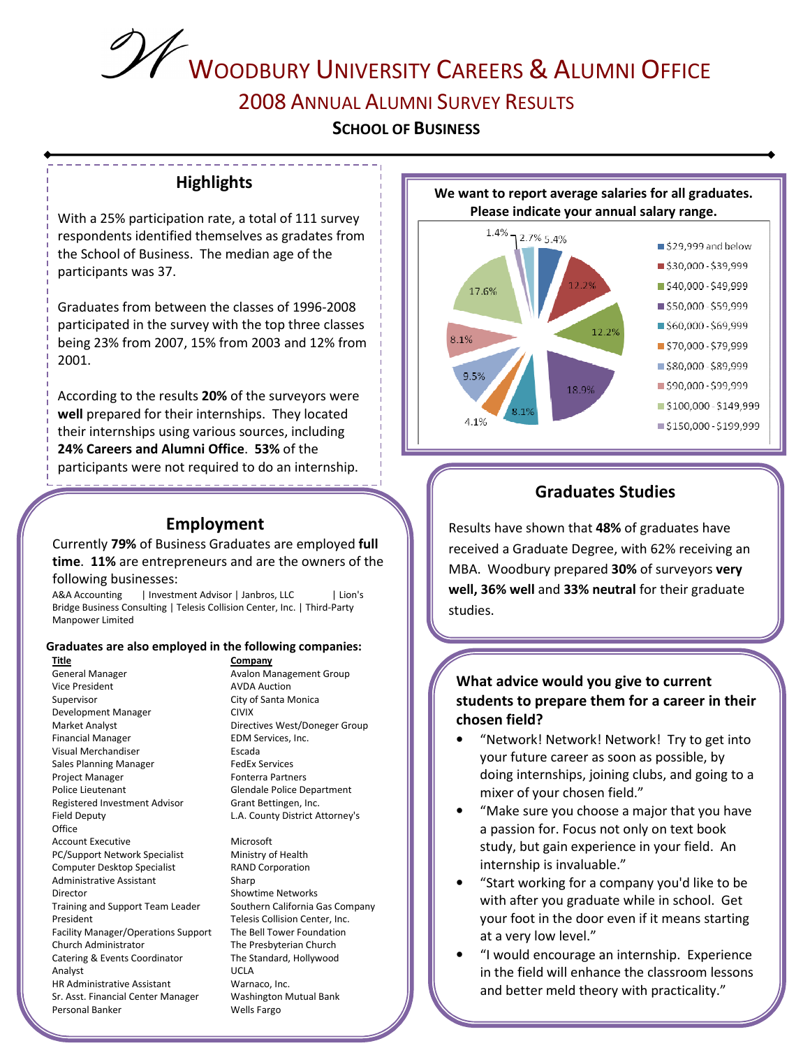# WOODBURY UNIVERSITY CAREERS & ALUMNI OFFICE

## 2008 ANNUAL ALUMNI SURVEY RESULTS

### SCHOOL OF BUSINESS

## Highlights

With a 25% participation rate, a total of 111 survey respondents identified themselves as gradates from the School of Business. The median age of the participants was 37.

Graduates from between the classes of 1996-2008 participated in the survey with the top three classes being 23% from 2007, 15% from 2003 and 12% from 2001.

According to the results **20%** of the surveyors were **well** prepared for their internships. They located their internships using various sources, including **24% Careers and Alumni Office**. **53%** of the participants were not required to do an internship.

**We want to report average salaries for all graduates. Please indicate your annual salary range.**

| Salary Range | Percentage |
|---|---|
| $29,999 and below | 5.4% |
| $30,000 - $39,999 | 12.2% |
| $40,000 - $49,999 | 12.2% |
| $50,000 - $59,999 | 18.9% |
| $60,000 - $69,999 | 8.1% |
| $70,000 - $79,999 | 4.1% |
| $80,000 - $89,999 | 9.5% |
| $90,000 - $99,999 | 8.1% |
| $100,000 - $149,999 | 17.6% |
| $150,000 - $199,999 | 1.4% |
| (unlabeled) | 2.7% |

## Employment

Currently **79%** of Business Graduates are employed **full time**. **11%** are entrepreneurs and are the owners of the following businesses:

A&A Accounting | Investment Advisor | Janbros, LLC | Lion's Bridge Business Consulting | Telesis Collision Center, Inc. | Third-Party Manpower Limited

**Graduates are also employed in the following companies:**

| Title | Company |
|---|---|
| General Manager | Avalon Management Group |
| Vice President | AVDA Auction |
| Supervisor | City of Santa Monica |
| Development Manager | CIVIX |
| Market Analyst | Directives West/Doneger Group |
| Financial Manager | EDM Services, Inc. |
| Visual Merchandiser | Escada |
| Sales Planning Manager | FedEx Services |
| Project Manager | Fonterra Partners |
| Police Lieutenant | Glendale Police Department |
| Registered Investment Advisor | Grant Bettingen, Inc. |
| Field Deputy Office | L.A. County District Attorney's |
| Account Executive | Microsoft |
| PC/Support Network Specialist | Ministry of Health |
| Computer Desktop Specialist | RAND Corporation |
| Administrative Assistant | Sharp |
| Director | Showtime Networks |
| Training and Support Team Leader | Southern California Gas Company |
| President | Telesis Collision Center, Inc. |
| Facility Manager/Operations Support | The Bell Tower Foundation |
| Church Administrator | The Presbyterian Church |
| Catering & Events Coordinator | The Standard, Hollywood |
| Analyst | UCLA |
| HR Administrative Assistant | Warnaco, Inc. |
| Sr. Asst. Financial Center Manager | Washington Mutual Bank |
| Personal Banker | Wells Fargo |

## Graduates Studies

Results have shown that **48%** of graduates have received a Graduate Degree, with 62% receiving an MBA. Woodbury prepared **30%** of surveyors **very well, 36% well** and **33% neutral** for their graduate studies.

### What advice would you give to current students to prepare them for a career in their chosen field?

- "Network! Network! Network! Try to get into your future career as soon as possible, by doing internships, joining clubs, and going to a mixer of your chosen field."
- "Make sure you choose a major that you have a passion for. Focus not only on text book study, but gain experience in your field. An internship is invaluable."
- "Start working for a company you'd like to be with after you graduate while in school. Get your foot in the door even if it means starting at a very low level."
- "I would encourage an internship. Experience in the field will enhance the classroom lessons and better meld theory with practicality."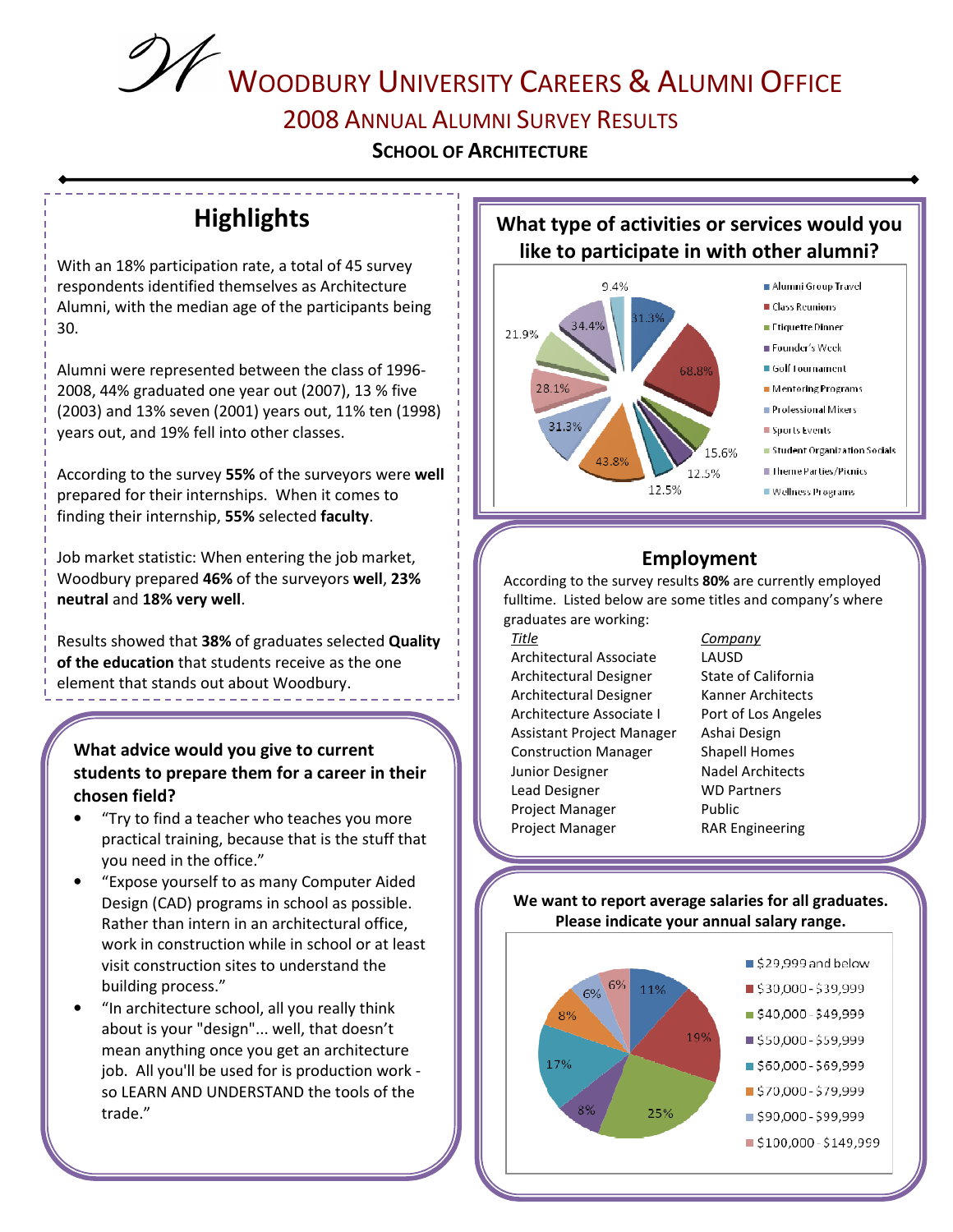# WOODBURY UNIVERSITY CAREERS & ALUMNI OFFICE

## 2008 ANNUAL ALUMNI SURVEY RESULTS

### SCHOOL OF ARCHITECTURE

## Highlights

With an 18% participation rate, a total of 45 survey respondents identified themselves as Architecture Alumni, with the median age of the participants being 30.

Alumni were represented between the class of 1996-2008, 44% graduated one year out (2007), 13 % five (2003) and 13% seven (2001) years out, 11% ten (1998) years out, and 19% fell into other classes.

According to the survey **55%** of the surveyors were **well** prepared for their internships. When it comes to finding their internship, **55%** selected **faculty**.

Job market statistic: When entering the job market, Woodbury prepared **46%** of the surveyors **well**, **23% neutral** and **18% very well**.

Results showed that **38%** of graduates selected **Quality of the education** that students receive as the one element that stands out about Woodbury.

### What advice would you give to current students to prepare them for a career in their chosen field?

- "Try to find a teacher who teaches you more practical training, because that is the stuff that you need in the office."
- "Expose yourself to as many Computer Aided Design (CAD) programs in school as possible. Rather than intern in an architectural office, work in construction while in school or at least visit construction sites to understand the building process."
- "In architecture school, all you really think about is your "design"... well, that doesn't mean anything once you get an architecture job. All you'll be used for is production work - so LEARN AND UNDERSTAND the tools of the trade."

### What type of activities or services would you like to participate in with other alumni?

| Activity | Percentage |
|---|---|
| Alumni Group Travel | 31.3% |
| Class Reunions | 68.8% |
| Etiquette Dinner | 15.6% |
| Founder's Week | 12.5% |
| Golf Tournament | 12.5% |
| Mentoring Programs | 43.8% |
| Professional Mixers | 31.3% |
| Sports Events | 28.1% |
| Student Organization Socials | 21.9% |
| Theme Parties/Picnics | 34.4% |
| Wellness Programs | 9.4% |

## Employment

According to the survey results **80%** are currently employed fulltime. Listed below are some titles and company's where graduates are working:

| *Title* | *Company* |
|---|---|
| Architectural Associate | LAUSD |
| Architectural Designer | State of California |
| Architectural Designer | Kanner Architects |
| Architecture Associate I | Port of Los Angeles |
| Assistant Project Manager | Ashai Design |
| Construction Manager | Shapell Homes |
| Junior Designer | Nadel Architects |
| Lead Designer | WD Partners |
| Project Manager | Public |
| Project Manager | RAR Engineering |

### We want to report average salaries for all graduates. Please indicate your annual salary range.

| Salary Range | Percentage |
|---|---|
| $29,999 and below | 11% |
| $30,000 - $39,999 | 19% |
| $40,000 - $49,999 | 25% |
| $50,000 - $59,999 | 8% |
| $60,000 - $69,999 | 17% |
| $70,000 - $79,999 | 8% |
| $90,000 - $99,999 | 6% |
| $100,000 - $149,999 | 6% |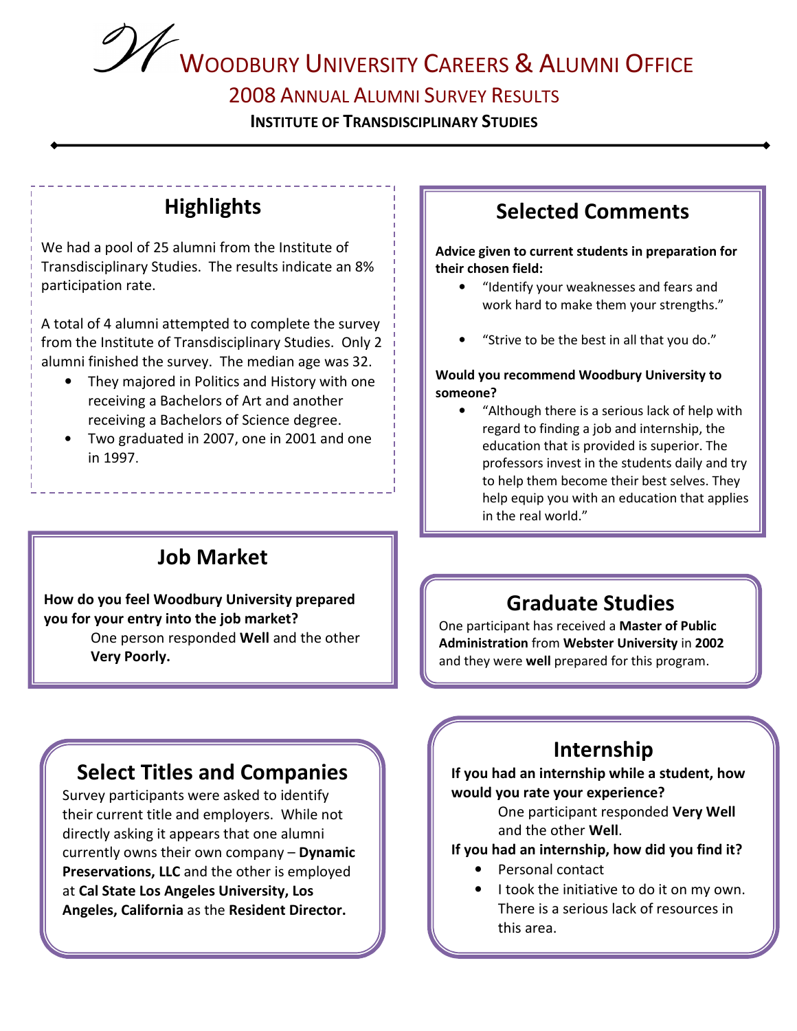# Woodbury University Careers & Alumni Office

## 2008 Annual Alumni Survey Results

### Institute of Transdisciplinary Studies

## Highlights

We had a pool of 25 alumni from the Institute of Transdisciplinary Studies. The results indicate an 8% participation rate.

A total of 4 alumni attempted to complete the survey from the Institute of Transdisciplinary Studies. Only 2 alumni finished the survey. The median age was 32.

- They majored in Politics and History with one receiving a Bachelors of Art and another receiving a Bachelors of Science degree.
- Two graduated in 2007, one in 2001 and one in 1997.

## Job Market

**How do you feel Woodbury University prepared you for your entry into the job market?**

One person responded **Well** and the other **Very Poorly.**

## Select Titles and Companies

Survey participants were asked to identify their current title and employers. While not directly asking it appears that one alumni currently owns their own company – **Dynamic Preservations, LLC** and the other is employed at **Cal State Los Angeles University, Los Angeles, California** as the **Resident Director.**

## Selected Comments

**Advice given to current students in preparation for their chosen field:**

- "Identify your weaknesses and fears and work hard to make them your strengths."
- "Strive to be the best in all that you do."

**Would you recommend Woodbury University to someone?**

- "Although there is a serious lack of help with regard to finding a job and internship, the education that is provided is superior. The professors invest in the students daily and try to help them become their best selves. They help equip you with an education that applies in the real world."

## Graduate Studies

One participant has received a **Master of Public Administration** from **Webster University** in **2002** and they were **well** prepared for this program.

## Internship

**If you had an internship while a student, how would you rate your experience?**

One participant responded **Very Well** and the other **Well**.

**If you had an internship, how did you find it?**

- Personal contact
- I took the initiative to do it on my own. There is a serious lack of resources in this area.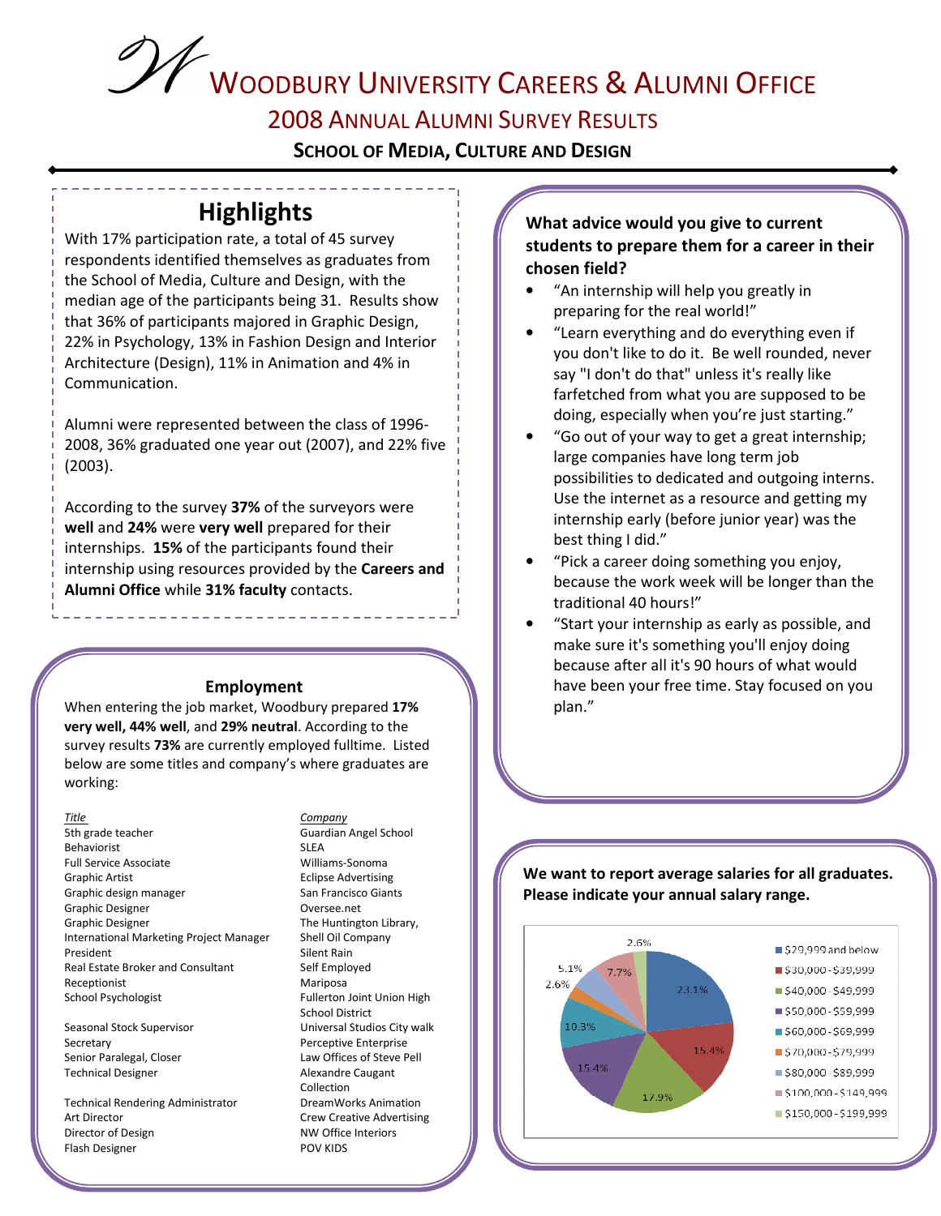# WOODBURY UNIVERSITY CAREERS & ALUMNI OFFICE

## 2008 ANNUAL ALUMNI SURVEY RESULTS

### SCHOOL OF MEDIA, CULTURE AND DESIGN

## Highlights

With 17% participation rate, a total of 45 survey respondents identified themselves as graduates from the School of Media, Culture and Design, with the median age of the participants being 31. Results show that 36% of participants majored in Graphic Design, 22% in Psychology, 13% in Fashion Design and Interior Architecture (Design), 11% in Animation and 4% in Communication.

Alumni were represented between the class of 1996-2008, 36% graduated one year out (2007), and 22% five (2003).

According to the survey **37%** of the surveyors were **well** and **24%** were **very well** prepared for their internships. **15%** of the participants found their internship using resources provided by the **Careers and Alumni Office** while **31% faculty** contacts.

## Employment

When entering the job market, Woodbury prepared **17% very well, 44% well**, and **29% neutral**. According to the survey results **73%** are currently employed fulltime. Listed below are some titles and company's where graduates are working:

| *Title* | *Company* |
|---|---|
| 5th grade teacher | Guardian Angel School |
| Behaviorist | SLEA |
| Full Service Associate | Williams-Sonoma |
| Graphic Artist | Eclipse Advertising |
| Graphic design manager | San Francisco Giants |
| Graphic Designer | Oversee.net |
| Graphic Designer | The Huntington Library, |
| International Marketing Project Manager | Shell Oil Company |
| President | Silent Rain |
| Real Estate Broker and Consultant | Self Employed |
| Receptionist | Mariposa |
| School Psychologist | Fullerton Joint Union High School District |
| Seasonal Stock Supervisor | Universal Studios City walk |
| Secretary | Perceptive Enterprise |
| Senior Paralegal, Closer | Law Offices of Steve Pell |
| Technical Designer | Alexandre Caugant Collection |
| Technical Rendering Administrator | DreamWorks Animation |
| Art Director | Crew Creative Advertising |
| Director of Design | NW Office Interiors |
| Flash Designer | POV KIDS |

**What advice would you give to current students to prepare them for a career in their chosen field?**

- "An internship will help you greatly in preparing for the real world!"
- "Learn everything and do everything even if you don't like to do it. Be well rounded, never say "I don't do that" unless it's really like farfetched from what you are supposed to be doing, especially when you're just starting."
- "Go out of your way to get a great internship; large companies have long term job possibilities to dedicated and outgoing interns. Use the internet as a resource and getting my internship early (before junior year) was the best thing I did."
- "Pick a career doing something you enjoy, because the work week will be longer than the traditional 40 hours!"
- "Start your internship as early as possible, and make sure it's something you'll enjoy doing because after all it's 90 hours of what would have been your free time. Stay focused on you plan."

**We want to report average salaries for all graduates. Please indicate your annual salary range.**

| Salary range | Percent |
|---|---|
| $29,999 and below | 23.1% |
| $30,000 - $39,999 | 15.4% |
| $40,000 - $49,999 | 17.9% |
| $50,000 - $59,999 | 15.4% |
| $60,000 - $69,999 | 10.3% |
| $70,000 - $79,999 | 2.6% |
| $80,000 - $89,999 | 5.1% |
| $100,000 - $149,999 | 7.7% |
| $150,000 - $199,999 | 2.6% |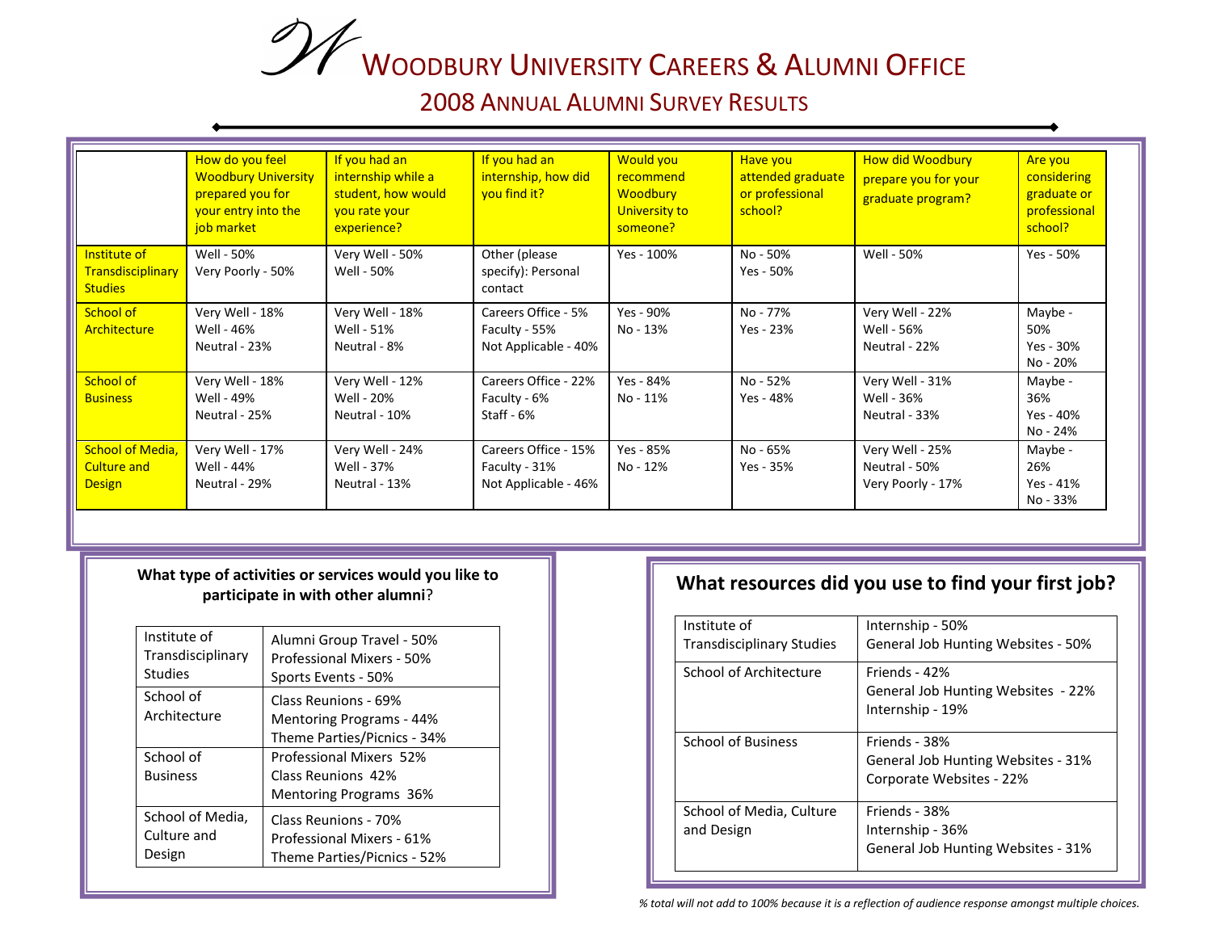# WOODBURY UNIVERSITY CAREERS & ALUMNI OFFICE

## 2008 ANNUAL ALUMNI SURVEY RESULTS

| | How do you feel Woodbury University prepared you for your entry into the job market | If you had an internship while a student, how would you rate your experience? | If you had an internship, how did you find it? | Would you recommend Woodbury University to someone? | Have you attended graduate or professional school? | How did Woodbury prepare you for your graduate program? | Are you considering graduate or professional school? |
|---|---|---|---|---|---|---|---|
| Institute of Transdisciplinary Studies | Well - 50%<br>Very Poorly - 50% | Very Well - 50%<br>Well - 50% | Other (please specify): Personal contact | Yes - 100% | No - 50%<br>Yes - 50% | Well - 50% | Yes - 50% |
| School of Architecture | Very Well - 18%<br>Well - 46%<br>Neutral - 23% | Very Well - 18%<br>Well - 51%<br>Neutral - 8% | Careers Office - 5%<br>Faculty - 55%<br>Not Applicable - 40% | Yes - 90%<br>No - 13% | No - 77%<br>Yes - 23% | Very Well - 22%<br>Well - 56%<br>Neutral - 22% | Maybe - 50%<br>Yes - 30%<br>No - 20% |
| School of Business | Very Well - 18%<br>Well - 49%<br>Neutral - 25% | Very Well - 12%<br>Well - 20%<br>Neutral - 10% | Careers Office - 22%<br>Faculty - 6%<br>Staff - 6% | Yes - 84%<br>No - 11% | No - 52%<br>Yes - 48% | Very Well - 31%<br>Well - 36%<br>Neutral - 33% | Maybe - 36%<br>Yes - 40%<br>No - 24% |
| School of Media, Culture and Design | Very Well - 17%<br>Well - 44%<br>Neutral - 29% | Very Well - 24%<br>Well - 37%<br>Neutral - 13% | Careers Office - 15%<br>Faculty - 31%<br>Not Applicable - 46% | Yes - 85%<br>No - 12% | No - 65%<br>Yes - 35% | Very Well - 25%<br>Neutral - 50%<br>Very Poorly - 17% | Maybe - 26%<br>Yes - 41%<br>No - 33% |

**What type of activities or services would you like to participate in with other alumni?**

| | |
|---|---|
| Institute of Transdisciplinary Studies | Alumni Group Travel - 50%<br>Professional Mixers - 50%<br>Sports Events - 50% |
| School of Architecture | Class Reunions - 69%<br>Mentoring Programs - 44%<br>Theme Parties/Picnics - 34% |
| School of Business | Professional Mixers 52%<br>Class Reunions 42%<br>Mentoring Programs 36% |
| School of Media, Culture and Design | Class Reunions - 70%<br>Professional Mixers - 61%<br>Theme Parties/Picnics - 52% |

**What resources did you use to find your first job?**

| | |
|---|---|
| Institute of Transdisciplinary Studies | Internship - 50%<br>General Job Hunting Websites - 50% |
| School of Architecture | Friends - 42%<br>General Job Hunting Websites - 22%<br>Internship - 19% |
| School of Business | Friends - 38%<br>General Job Hunting Websites - 31%<br>Corporate Websites - 22% |
| School of Media, Culture and Design | Friends - 38%<br>Internship - 36%<br>General Job Hunting Websites - 31% |

*% total will not add to 100% because it is a reflection of audience response amongst multiple choices.*